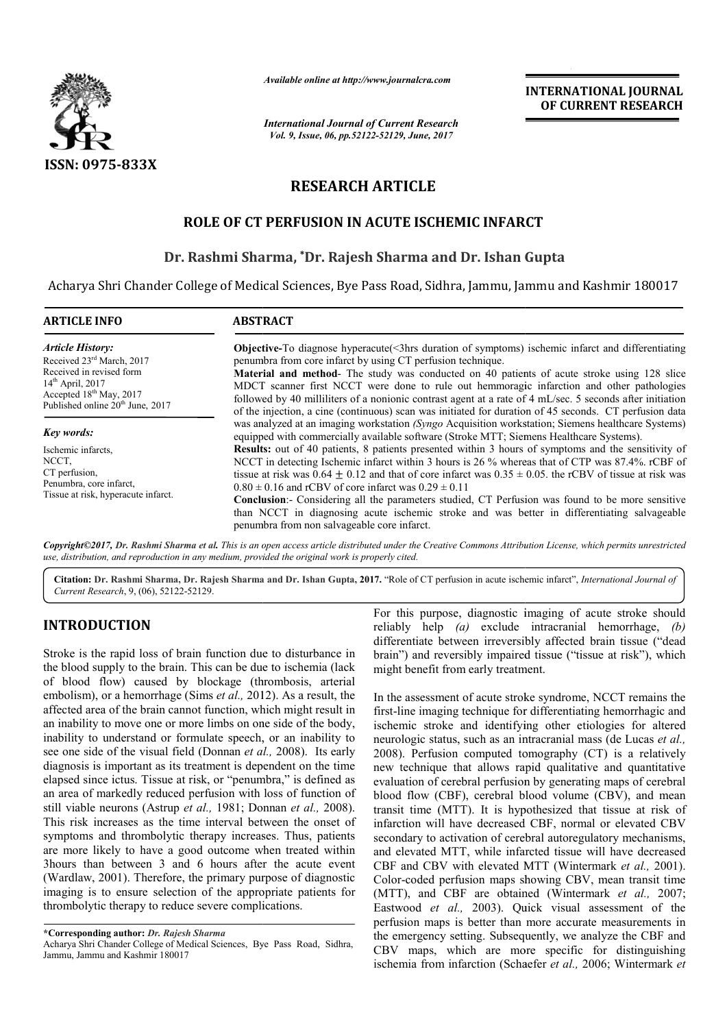*Available online at http://www.journalcra.com*

*International Journal of Current Research*
*Vol. 9, Issue, 06, pp.52122-52129, June, 2017*

**INTERNATIONAL JOURNAL OF CURRENT RESEARCH**

**ISSN: 0975-833X**

# RESEARCH ARTICLE

## ROLE OF CT PERFUSION IN ACUTE ISCHEMIC INFARCT

**Dr. Rashmi Sharma, \*Dr. Rajesh Sharma and Dr. Ishan Gupta**

Acharya Shri Chander College of Medical Sciences, Bye Pass Road, Sidhra, Jammu, Jammu and Kashmir 180017

**ARTICLE INFO**

*Article History:*

Received 23rd March, 2017
Received in revised form 14th April, 2017
Accepted 18th May, 2017
Published online 20th June, 2017

*Key words:*

Ischemic infarcts,
NCCT,
CT perfusion,
Penumbra, core infarct,
Tissue at risk, hyperacute infarct.

**ABSTRACT**

**Objective-**To diagnose hyperacute(<3hrs duration of symptoms) ischemic infarct and differentiating penumbra from core infarct by using CT perfusion technique.

**Material and method-** The study was conducted on 40 patients of acute stroke using 128 slice MDCT scanner first NCCT were done to rule out hemmoragic infarction and other pathologies followed by 40 milliliters of a nonionic contrast agent at a rate of 4 mL/sec. 5 seconds after initiation of the injection, a cine (continuous) scan was initiated for duration of 45 seconds. CT perfusion data was analyzed at an imaging workstation *(Syngo* Acquisition workstation; Siemens healthcare Systems) equipped with commercially available software (Stroke MTT; Siemens Healthcare Systems).

**Results:** out of 40 patients, 8 patients presented within 3 hours of symptoms and the sensitivity of NCCT in detecting Ischemic infarct within 3 hours is 26 % whereas that of CTP was 87.4%. rCBF of tissue at risk was $0.64 \pm 0.12$ and that of core infarct was $0.35 \pm 0.05$. the rCBV of tissue at risk was $0.80 \pm 0.16$ and rCBV of core infarct was $0.29 \pm 0.11$

**Conclusion**:- Considering all the parameters studied, CT Perfusion was found to be more sensitive than NCCT in diagnosing acute ischemic stroke and was better in differentiating salvageable penumbra from non salvageable core infarct.

*Copyright©2017, Dr. Rashmi Sharma et al. This is an open access article distributed under the Creative Commons Attribution License, which permits unrestricted use, distribution, and reproduction in any medium, provided the original work is properly cited.*

**Citation:** Dr. Rashmi Sharma, Dr. Rajesh Sharma and Dr. Ishan Gupta, 2017. "Role of CT perfusion in acute ischemic infarct", *International Journal of Current Research*, 9, (06), 52122-52129.

## INTRODUCTION

Stroke is the rapid loss of brain function due to disturbance in the blood supply to the brain. This can be due to ischemia (lack of blood flow) caused by blockage (thrombosis, arterial embolism), or a hemorrhage (Sims *et al.,* 2012). As a result, the affected area of the brain cannot function, which might result in an inability to move one or more limbs on one side of the body, inability to understand or formulate speech, or an inability to see one side of the visual field (Donnan *et al.,* 2008). Its early diagnosis is important as its treatment is dependent on the time elapsed since ictus. Tissue at risk, or "penumbra," is defined as an area of markedly reduced perfusion with loss of function of still viable neurons (Astrup *et al.,* 1981; Donnan *et al.,* 2008). This risk increases as the time interval between the onset of symptoms and thrombolytic therapy increases. Thus, patients are more likely to have a good outcome when treated within 3hours than between 3 and 6 hours after the acute event (Wardlaw, 2001). Therefore, the primary purpose of diagnostic imaging is to ensure selection of the appropriate patients for thrombolytic therapy to reduce severe complications.

For this purpose, diagnostic imaging of acute stroke should reliably help *(a)* exclude intracranial hemorrhage, *(b)* differentiate between irreversibly affected brain tissue ("dead brain") and reversibly impaired tissue ("tissue at risk"), which might benefit from early treatment.

In the assessment of acute stroke syndrome, NCCT remains the first-line imaging technique for differentiating hemorrhagic and ischemic stroke and identifying other etiologies for altered neurologic status, such as an intracranial mass (de Lucas *et al.,* 2008). Perfusion computed tomography (CT) is a relatively new technique that allows rapid qualitative and quantitative evaluation of cerebral perfusion by generating maps of cerebral blood flow (CBF), cerebral blood volume (CBV), and mean transit time (MTT). It is hypothesized that tissue at risk of infarction will have decreased CBF, normal or elevated CBV secondary to activation of cerebral autoregulatory mechanisms, and elevated MTT, while infarcted tissue will have decreased CBF and CBV with elevated MTT (Wintermark *et al.,* 2001). Color-coded perfusion maps showing CBV, mean transit time (MTT), and CBF are obtained (Wintermark *et al.,* 2007; Eastwood *et al.,* 2003). Quick visual assessment of the perfusion maps is better than more accurate measurements in the emergency setting. Subsequently, we analyze the CBF and CBV maps, which are more specific for distinguishing ischemia from infarction (Schaefer *et al.,* 2006; Wintermark *et*

**\*Corresponding author:** *Dr. Rajesh Sharma*
Acharya Shri Chander College of Medical Sciences, Bye Pass Road, Sidhra, Jammu, Jammu and Kashmir 180017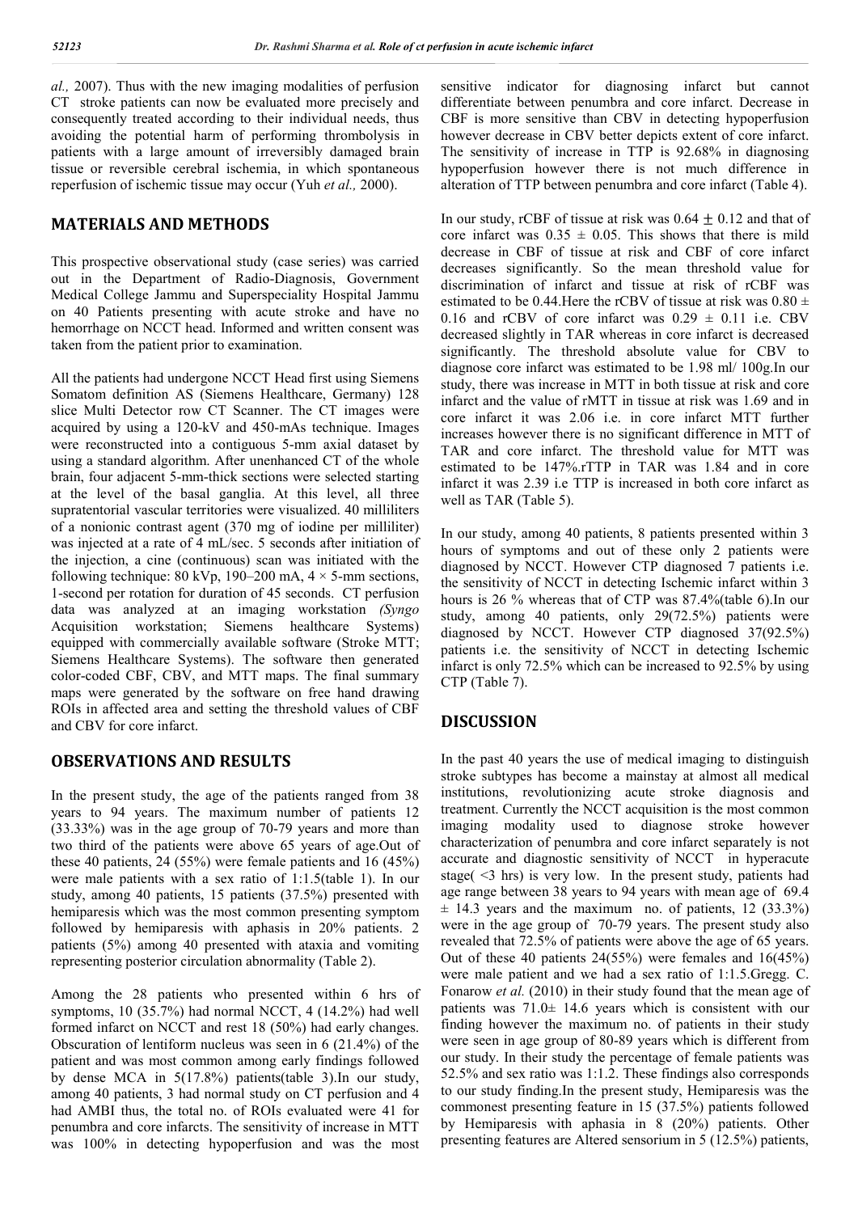*al.,* 2007). Thus with the new imaging modalities of perfusion CT stroke patients can now be evaluated more precisely and consequently treated according to their individual needs, thus avoiding the potential harm of performing thrombolysis in patients with a large amount of irreversibly damaged brain tissue or reversible cerebral ischemia, in which spontaneous reperfusion of ischemic tissue may occur (Yuh *et al.,* 2000).

## MATERIALS AND METHODS

This prospective observational study (case series) was carried out in the Department of Radio-Diagnosis, Government Medical College Jammu and Superspeciality Hospital Jammu on 40 Patients presenting with acute stroke and have no hemorrhage on NCCT head. Informed and written consent was taken from the patient prior to examination.

All the patients had undergone NCCT Head first using Siemens Somatom definition AS (Siemens Healthcare, Germany) 128 slice Multi Detector row CT Scanner. The CT images were acquired by using a 120-kV and 450-mAs technique. Images were reconstructed into a contiguous 5-mm axial dataset by using a standard algorithm. After unenhanced CT of the whole brain, four adjacent 5-mm-thick sections were selected starting at the level of the basal ganglia. At this level, all three supratentorial vascular territories were visualized. 40 milliliters of a nonionic contrast agent (370 mg of iodine per milliliter) was injected at a rate of 4 mL/sec. 5 seconds after initiation of the injection, a cine (continuous) scan was initiated with the following technique: 80 kVp, 190–200 mA, 4 × 5-mm sections, 1-second per rotation for duration of 45 seconds. CT perfusion data was analyzed at an imaging workstation *(Syngo* Acquisition workstation; Siemens healthcare Systems) equipped with commercially available software (Stroke MTT; Siemens Healthcare Systems). The software then generated color-coded CBF, CBV, and MTT maps. The final summary maps were generated by the software on free hand drawing ROIs in affected area and setting the threshold values of CBF and CBV for core infarct.

## OBSERVATIONS AND RESULTS

In the present study, the age of the patients ranged from 38 years to 94 years. The maximum number of patients 12 (33.33%) was in the age group of 70-79 years and more than two third of the patients were above 65 years of age.Out of these 40 patients, 24 (55%) were female patients and 16 (45%) were male patients with a sex ratio of 1:1.5(table 1). In our study, among 40 patients, 15 patients (37.5%) presented with hemiparesis which was the most common presenting symptom followed by hemiparesis with aphasia in 20% patients. 2 patients (5%) among 40 presented with ataxia and vomiting representing posterior circulation abnormality (Table 2).

Among the 28 patients who presented within 6 hrs of symptoms, 10 (35.7%) had normal NCCT, 4 (14.2%) had well formed infarct on NCCT and rest 18 (50%) had early changes. Obscuration of lentiform nucleus was seen in 6 (21.4%) of the patient and was most common among early findings followed by dense MCA in 5(17.8%) patients(table 3).In our study, among 40 patients, 3 had normal study on CT perfusion and 4 had AMBI thus, the total no. of ROIs evaluated were 41 for penumbra and core infarcts. The sensitivity of increase in MTT was 100% in detecting hypoperfusion and was the most sensitive indicator for diagnosing infarct but cannot differentiate between penumbra and core infarct. Decrease in CBF is more sensitive than CBV in detecting hypoperfusion however decrease in CBV better depicts extent of core infarct. The sensitivity of increase in TTP is 92.68% in diagnosing hypoperfusion however there is not much difference in alteration of TTP between penumbra and core infarct (Table 4).

In our study, rCBF of tissue at risk was $0.64 \pm 0.12$ and that of core infarct was $0.35 \pm 0.05$. This shows that there is mild decrease in CBF of tissue at risk and CBF of core infarct decreases significantly. So the mean threshold value for discrimination of infarct and tissue at risk of rCBF was estimated to be 0.44.Here the rCBV of tissue at risk was $0.80 \pm 0.16$ and rCBV of core infarct was $0.29 \pm 0.11$ i.e. CBV decreased slightly in TAR whereas in core infarct is decreased significantly. The threshold absolute value for CBV to diagnose core infarct was estimated to be 1.98 ml/ 100g.In our study, there was increase in MTT in both tissue at risk and core infarct and the value of rMTT in tissue at risk was 1.69 and in core infarct it was 2.06 i.e. in core infarct MTT further increases however there is no significant difference in MTT of TAR and core infarct. The threshold value for MTT was estimated to be 147%.rTTP in TAR was 1.84 and in core infarct it was 2.39 i.e TTP is increased in both core infarct as well as TAR (Table 5).

In our study, among 40 patients, 8 patients presented within 3 hours of symptoms and out of these only 2 patients were diagnosed by NCCT. However CTP diagnosed 7 patients i.e. the sensitivity of NCCT in detecting Ischemic infarct within 3 hours is 26 % whereas that of CTP was 87.4%(table 6).In our study, among 40 patients, only 29(72.5%) patients were diagnosed by NCCT. However CTP diagnosed 37(92.5%) patients i.e. the sensitivity of NCCT in detecting Ischemic infarct is only 72.5% which can be increased to 92.5% by using CTP (Table 7).

## DISCUSSION

In the past 40 years the use of medical imaging to distinguish stroke subtypes has become a mainstay at almost all medical institutions, revolutionizing acute stroke diagnosis and treatment. Currently the NCCT acquisition is the most common imaging modality used to diagnose stroke however characterization of penumbra and core infarct separately is not accurate and diagnostic sensitivity of NCCT in hyperacute stage( <3 hrs) is very low. In the present study, patients had age range between 38 years to 94 years with mean age of $69.4 \pm 14.3$ years and the maximum no. of patients, 12 (33.3%) were in the age group of 70-79 years. The present study also revealed that 72.5% of patients were above the age of 65 years. Out of these 40 patients 24(55%) were females and 16(45%) were male patient and we had a sex ratio of 1:1.5.Gregg. C. Fonarow *et al.* (2010) in their study found that the mean age of patients was $71.0 \pm 14.6$ years which is consistent with our finding however the maximum no. of patients in their study were seen in age group of 80-89 years which is different from our study. In their study the percentage of female patients was 52.5% and sex ratio was 1:1.2. These findings also corresponds to our study finding.In the present study, Hemiparesis was the commonest presenting feature in 15 (37.5%) patients followed by Hemiparesis with aphasia in 8 (20%) patients. Other presenting features are Altered sensorium in 5 (12.5%) patients,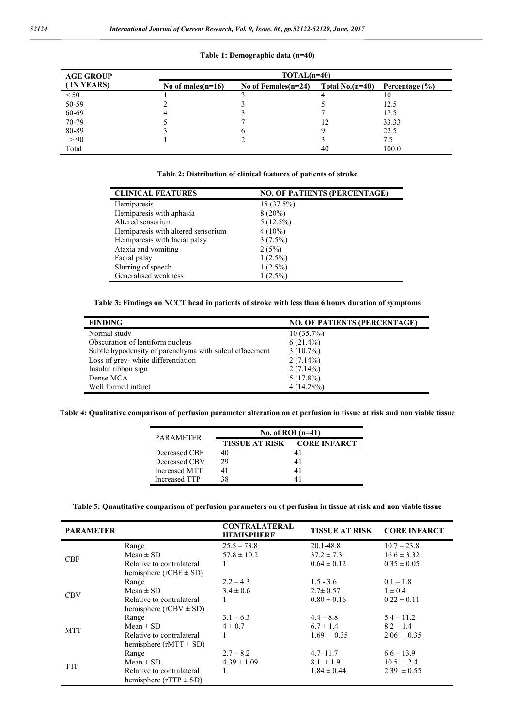**Table 1: Demographic data (n=40)**

| AGE GROUP (IN YEARS) | TOTAL(n=40) | | | |
|---|---|---|---|---|
| | No of males(n=16) | No of Females(n=24) | Total No.(n=40) | Percentage (%) |
| < 50 | 1 | 3 | 4 | 10 |
| 50-59 | 2 | 3 | 5 | 12.5 |
| 60-69 | 4 | 3 | 7 | 17.5 |
| 70-79 | 5 | 7 | 12 | 33.33 |
| 80-89 | 3 | 6 | 9 | 22.5 |
| > 90 | 1 | 2 | 3 | 7.5 |
| Total | | | 40 | 100.0 |

**Table 2: Distribution of clinical features of patients of stroke**

| CLINICAL FEATURES | NO. OF PATIENTS (PERCENTAGE) |
|---|---|
| Hemiparesis | 15 (37.5%) |
| Hemiparesis with aphasia | 8 (20%) |
| Altered sensorium | 5 (12.5%) |
| Hemiparesis with altered sensorium | 4 (10%) |
| Hemiparesis with facial palsy | 3 (7.5%) |
| Ataxia and vomiting | 2 (5%) |
| Facial palsy | 1 (2.5%) |
| Slurring of speech | 1 (2.5%) |
| Generalised weakness | 1 (2.5%) |

**Table 3: Findings on NCCT head in patients of stroke with less than 6 hours duration of symptoms**

| FINDING | NO. OF PATIENTS (PERCENTAGE) |
|---|---|
| Normal study | 10 (35.7%) |
| Obscuration of lentiform nucleus | 6 (21.4%) |
| Subtle hypodensity of parenchyma with sulcul effacement | 3 (10.7%) |
| Loss of grey- white differentiation | 2 (7.14%) |
| Insular ribbon sign | 2 (7.14%) |
| Dense MCA | 5 (17.8%) |
| Well formed infarct | 4 (14.28%) |

**Table 4: Qualitative comparison of perfusion parameter alteration on ct perfusion in tissue at risk and non viable tissue**

| PARAMETER | No. of ROI (n=41) | |
|---|---|---|
| | TISSUE AT RISK | CORE INFARCT |
| Decreased CBF | 40 | 41 |
| Decreased CBV | 29 | 41 |
| Increased MTT | 41 | 41 |
| Increased TTP | 38 | 41 |

**Table 5: Quantitative comparison of perfusion parameters on ct perfusion in tissue at risk and non viable tissue**

| PARAMETER | | CONTRALATERAL HEMISPHERE | TISSUE AT RISK | CORE INFARCT |
|---|---|---|---|---|
| CBF | Range | 25.5 – 73.8 | 20.1-48.8 | 10.7 – 23.8 |
| | Mean ± SD | 57.8 ± 10.2 | 37.2 ± 7.3 | 16.6 ± 3.32 |
| | Relative to contralateral hemisphere (rCBF ± SD) | 1 | 0.64 ± 0.12 | 0.35 ± 0.05 |
| CBV | Range | 2.2 – 4.3 | 1.5 - 3.6 | 0.1 – 1.8 |
| | Mean ± SD | 3.4 ± 0.6 | 2.7± 0.57 | 1 ± 0.4 |
| | Relative to contralateral hemisphere (rCBV ± SD) | 1 | 0.80 ± 0.16 | 0.22 ± 0.11 |
| MTT | Range | 3.1 – 6.3 | 4.4 – 8.8 | 5.4 – 11.2 |
| | Mean ± SD | 4 ± 0.7 | 6.7 ± 1.4 | 8.2 ± 1.4 |
| | Relative to contralateral hemisphere (rMTT ± SD) | 1 | 1.69 ± 0.35 | 2.06 ± 0.35 |
| TTP | Range | 2.7 – 8.2 | 4.7–11.7 | 6.6 – 13.9 |
| | Mean ± SD | 4.39 ± 1.09 | 8.1 ± 1.9 | 10.5 ± 2.4 |
| | Relative to contralateral hemisphere (rTTP ± SD) | 1 | 1.84 ± 0.44 | 2.39 ± 0.55 |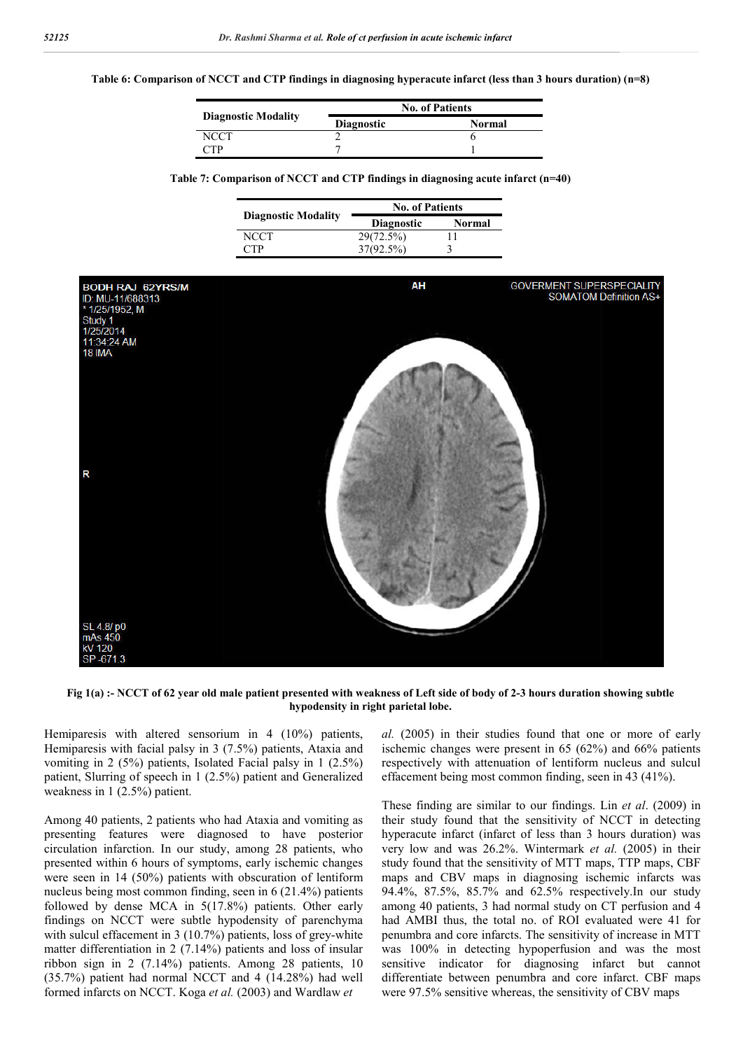**Table 6: Comparison of NCCT and CTP findings in diagnosing hyperacute infarct (less than 3 hours duration) (n=8)**

| Diagnostic Modality | No. of Patients | |
|---|---|---|
| | Diagnostic | Normal |
| NCCT | 2 | 6 |
| CTP | 7 | 1 |

**Table 7: Comparison of NCCT and CTP findings in diagnosing acute infarct (n=40)**

| Diagnostic Modality | No. of Patients | |
|---|---|---|
| | Diagnostic | Normal |
| NCCT | 29(72.5%) | 11 |
| CTP | 37(92.5%) | 3 |

**Fig 1(a) :- NCCT of 62 year old male patient presented with weakness of Left side of body of 2-3 hours duration showing subtle hypodensity in right parietal lobe.**

Hemiparesis with altered sensorium in 4 (10%) patients, Hemiparesis with facial palsy in 3 (7.5%) patients, Ataxia and vomiting in 2 (5%) patients, Isolated Facial palsy in 1 (2.5%) patient, Slurring of speech in 1 (2.5%) patient and Generalized weakness in 1 (2.5%) patient.

Among 40 patients, 2 patients who had Ataxia and vomiting as presenting features were diagnosed to have posterior circulation infarction. In our study, among 28 patients, who presented within 6 hours of symptoms, early ischemic changes were seen in 14 (50%) patients with obscuration of lentiform nucleus being most common finding, seen in 6 (21.4%) patients followed by dense MCA in 5(17.8%) patients. Other early findings on NCCT were subtle hypodensity of parenchyma with sulcal effacement in 3 (10.7%) patients, loss of grey-white matter differentiation in 2 (7.14%) patients and loss of insular ribbon sign in 2 (7.14%) patients. Among 28 patients, 10 (35.7%) patient had normal NCCT and 4 (14.28%) had well formed infarcts on NCCT. Koga *et al.* (2003) and Wardlaw *et al.* (2005) in their studies found that one or more of early ischemic changes were present in 65 (62%) and 66% patients respectively with attenuation of lentiform nucleus and sulcul effacement being most common finding, seen in 43 (41%).

These finding are similar to our findings. Lin *et al*. (2009) in their study found that the sensitivity of NCCT in detecting hyperacute infarct (infarct of less than 3 hours duration) was very low and was 26.2%. Wintermark *et al.* (2005) in their study found that the sensitivity of MTT maps, TTP maps, CBF maps and CBV maps in diagnosing ischemic infarcts was 94.4%, 87.5%, 85.7% and 62.5% respectively.In our study among 40 patients, 3 had normal study on CT perfusion and 4 had AMBI thus, the total no. of ROI evaluated were 41 for penumbra and core infarcts. The sensitivity of increase in MTT was 100% in detecting hypoperfusion and was the most sensitive indicator for diagnosing infarct but cannot differentiate between penumbra and core infarct. CBF maps were 97.5% sensitive whereas, the sensitivity of CBV maps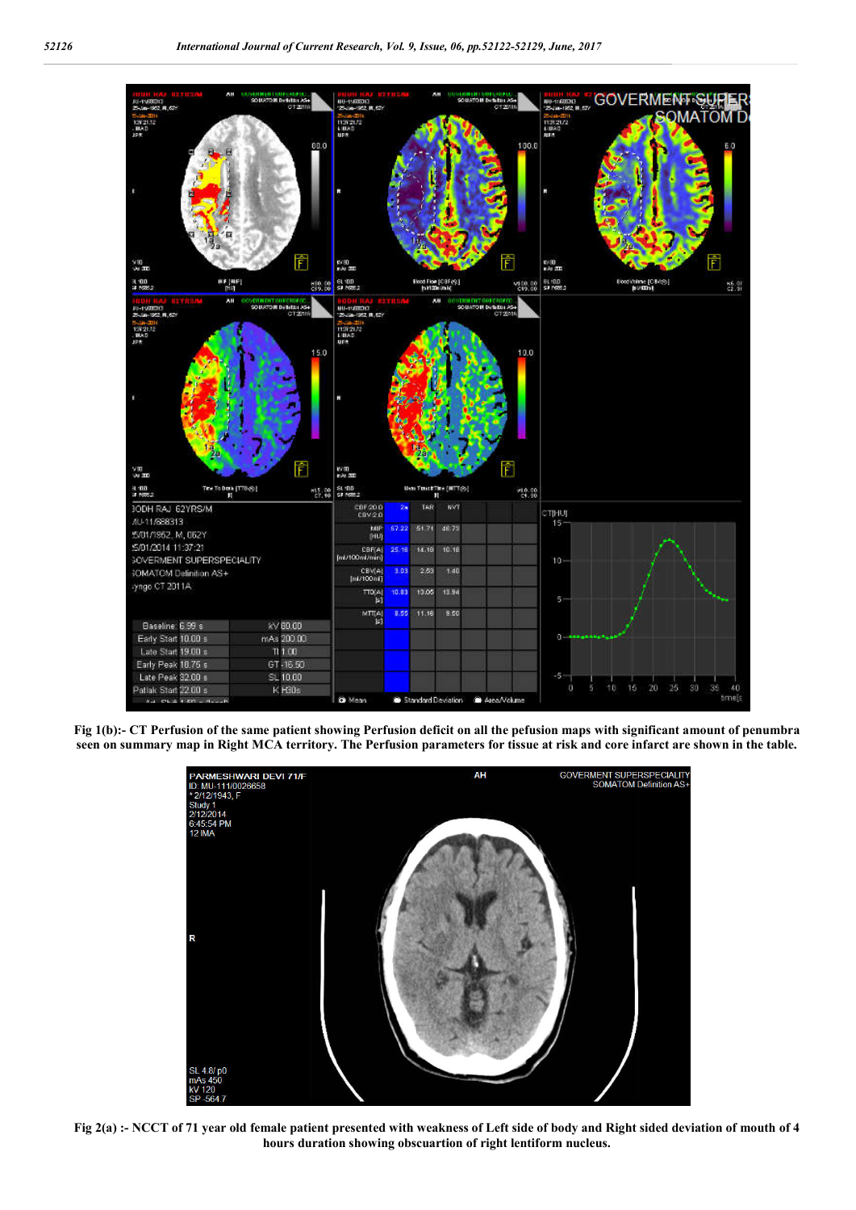Fig 1(b):- CT Perfusion of the same patient showing Perfusion deficit on all the pefusion maps with significant amount of penumbra seen on summary map in Right MCA territory. The Perfusion parameters for tissue at risk and core infarct are shown in the table.

Fig 2(a) :- NCCT of 71 year old female patient presented with weakness of Left side of body and Right sided deviation of mouth of 4 hours duration showing obscuartion of right lentiform nucleus.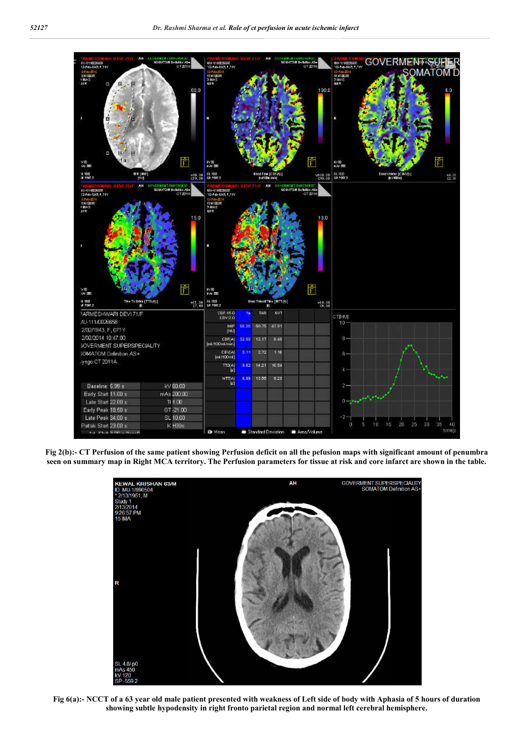Fig 2(b):- CT Perfusion of the same patient showing Perfusion deficit on all the pefusion maps with significant amount of penumbra seen on summary map in Right MCA territory. The Perfusion parameters for tissue at risk and core infarct are shown in the table.

Fig 6(a):- NCCT of a 63 year old male patient presented with weakness of Left side of body with Aphasia of 5 hours of duration showing subtle hypodensity in right fronto parietal region and normal left cerebral hemisphere.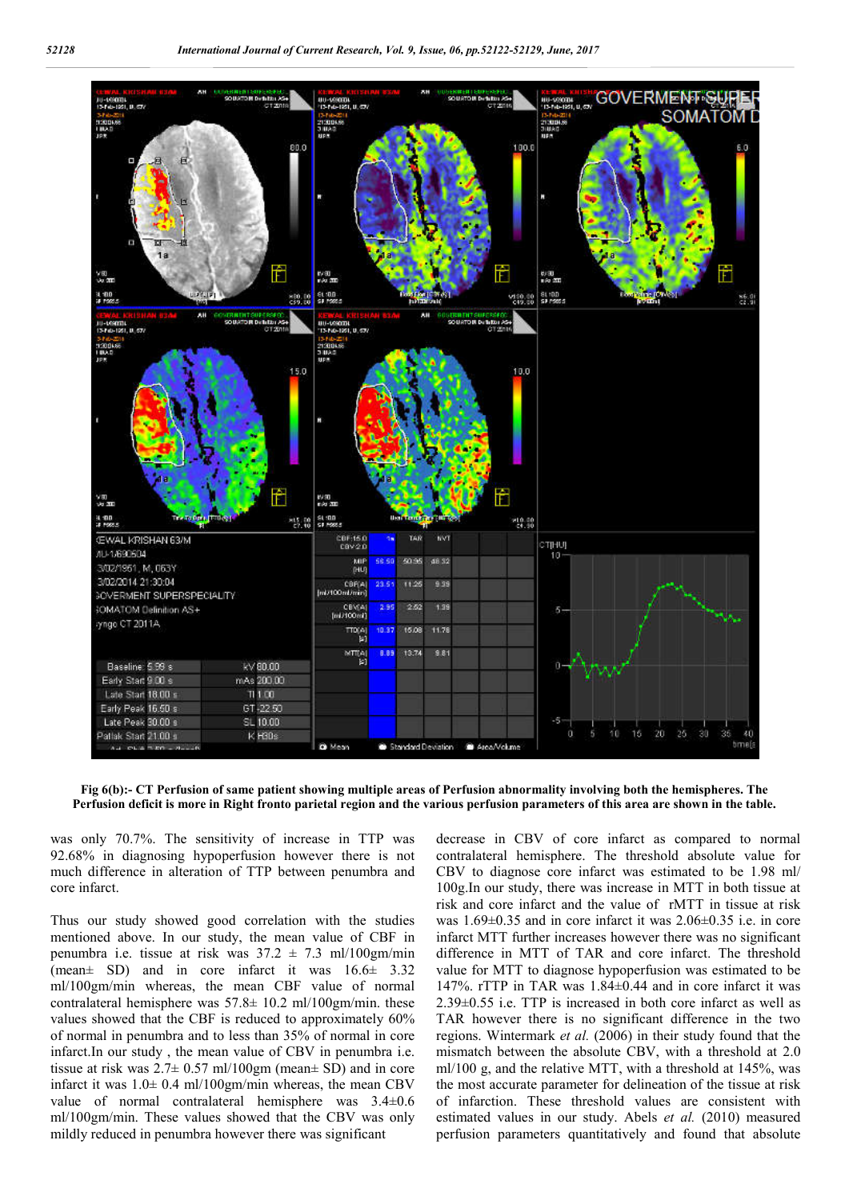**Fig 6(b):- CT Perfusion of same patient showing multiple areas of Perfusion abnormality involving both the hemispheres. The Perfusion deficit is more in Right fronto parietal region and the various perfusion parameters of this area are shown in the table.**

was only 70.7%. The sensitivity of increase in TTP was 92.68% in diagnosing hypoperfusion however there is not much difference in alteration of TTP between penumbra and core infarct.

Thus our study showed good correlation with the studies mentioned above. In our study, the mean value of CBF in penumbra i.e. tissue at risk was 37.2 ± 7.3 ml/100gm/min (mean± SD) and in core infarct it was 16.6± 3.32 ml/100gm/min whereas, the mean CBF value of normal contralateral hemisphere was 57.8± 10.2 ml/100gm/min. these values showed that the CBF is reduced to approximately 60% of normal in penumbra and to less than 35% of normal in core infarct.In our study , the mean value of CBV in penumbra i.e. tissue at risk was 2.7± 0.57 ml/100gm (mean± SD) and in core infarct it was 1.0± 0.4 ml/100gm/min whereas, the mean CBV value of normal contralateral hemisphere was 3.4±0.6 ml/100gm/min. These values showed that the CBV was only mildly reduced in penumbra however there was significant decrease in CBV of core infarct as compared to normal contralateral hemisphere. The threshold absolute value for CBV to diagnose core infarct was estimated to be 1.98 ml/ 100g.In our study, there was increase in MTT in both tissue at risk and core infarct and the value of rMTT in tissue at risk was 1.69±0.35 and in core infarct it was 2.06±0.35 i.e. in core infarct MTT further increases however there was no significant difference in MTT of TAR and core infarct. The threshold value for MTT to diagnose hypoperfusion was estimated to be 147%. rTTP in TAR was 1.84±0.44 and in core infarct it was 2.39±0.55 i.e. TTP is increased in both core infarct as well as TAR however there is no significant difference in the two regions. Wintermark *et al.* (2006) in their study found that the mismatch between the absolute CBV, with a threshold at 2.0 ml/100 g, and the relative MTT, with a threshold at 145%, was the most accurate parameter for delineation of the tissue at risk of infarction. These threshold values are consistent with estimated values in our study. Abels *et al.* (2010) measured perfusion parameters quantitatively and found that absolute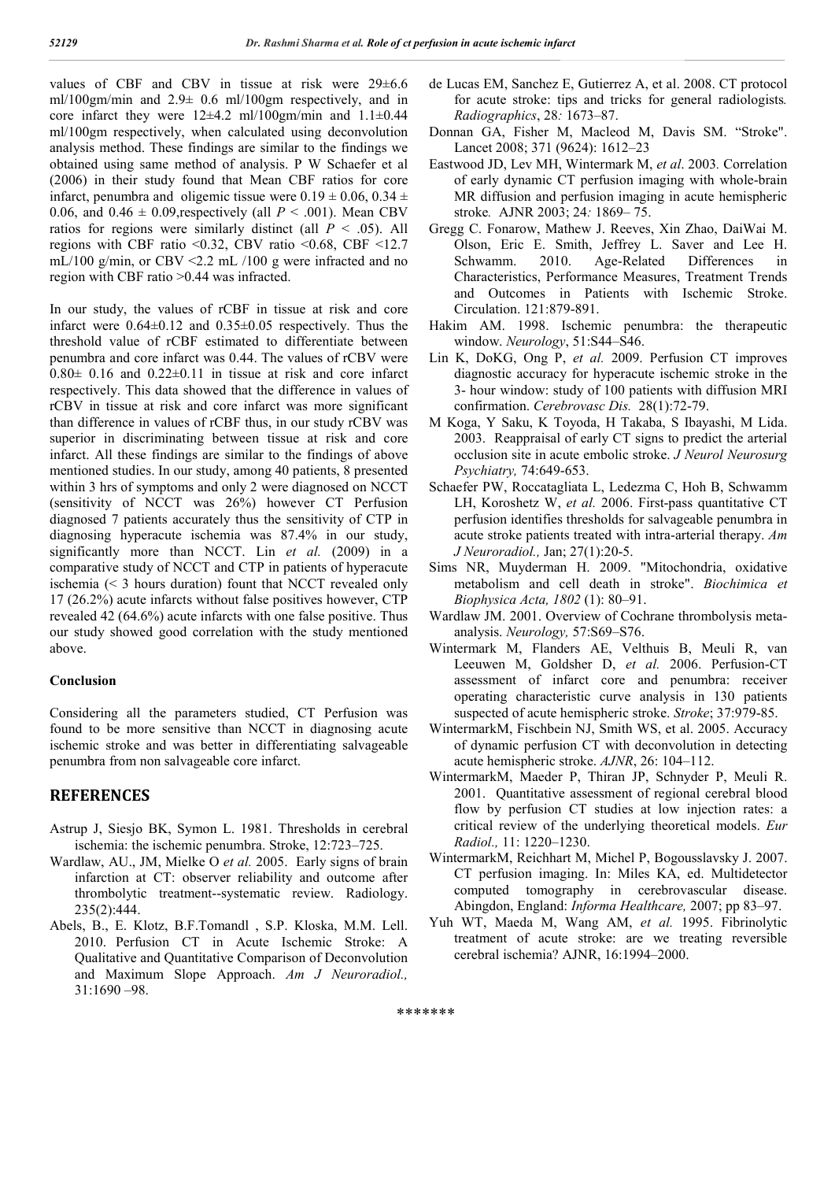values of CBF and CBV in tissue at risk were 29±6.6 ml/100gm/min and 2.9± 0.6 ml/100gm respectively, and in core infarct they were 12±4.2 ml/100gm/min and 1.1±0.44 ml/100gm respectively, when calculated using deconvolution analysis method. These findings are similar to the findings we obtained using same method of analysis. P W Schaefer et al (2006) in their study found that Mean CBF ratios for core infarct, penumbra and oligemic tissue were 0.19 ± 0.06, 0.34 ± 0.06, and 0.46 ± 0.09, respectively (all $P < .001$). Mean CBV ratios for regions were similarly distinct (all $P < .05$). All regions with CBF ratio <0.32, CBV ratio <0.68, CBF <12.7 mL/100 g/min, or CBV <2.2 mL /100 g were infracted and no region with CBF ratio >0.44 was infracted.

In our study, the values of rCBF in tissue at risk and core infarct were 0.64±0.12 and 0.35±0.05 respectively. Thus the threshold value of rCBF estimated to differentiate between penumbra and core infarct was 0.44. The values of rCBV were 0.80± 0.16 and 0.22±0.11 in tissue at risk and core infarct respectively. This data showed that the difference in values of rCBV in tissue at risk and core infarct was more significant than difference in values of rCBF thus, in our study rCBV was superior in discriminating between tissue at risk and core infarct. All these findings are similar to the findings of above mentioned studies. In our study, among 40 patients, 8 presented within 3 hrs of symptoms and only 2 were diagnosed on NCCT (sensitivity of NCCT was 26%) however CT Perfusion diagnosed 7 patients accurately thus the sensitivity of CTP in diagnosing hyperacute ischemia was 87.4% in our study, significantly more than NCCT. Lin *et al.* (2009) in a comparative study of NCCT and CTP in patients of hyperacute ischemia (< 3 hours duration) fount that NCCT revealed only 17 (26.2%) acute infarcts without false positives however, CTP revealed 42 (64.6%) acute infarcts with one false positive. Thus our study showed good correlation with the study mentioned above.

### Conclusion

Considering all the parameters studied, CT Perfusion was found to be more sensitive than NCCT in diagnosing acute ischemic stroke and was better in differentiating salvageable penumbra from non salvageable core infarct.

## REFERENCES

Astrup J, Siesjo BK, Symon L. 1981. Thresholds in cerebral ischemia: the ischemic penumbra. Stroke, 12:723–725.

Wardlaw, AU., JM, Mielke O *et al.* 2005. Early signs of brain infarction at CT: observer reliability and outcome after thrombolytic treatment--systematic review. Radiology. 235(2):444.

Abels, B., E. Klotz, B.F.Tomandl , S.P. Kloska, M.M. Lell. 2010. Perfusion CT in Acute Ischemic Stroke: A Qualitative and Quantitative Comparison of Deconvolution and Maximum Slope Approach. *Am J Neuroradiol.,* 31:1690 –98.

de Lucas EM, Sanchez E, Gutierrez A, et al. 2008. CT protocol for acute stroke: tips and tricks for general radiologists*. Radiographics*, 28*:* 1673–87.

Donnan GA, Fisher M, Macleod M, Davis SM. "Stroke". Lancet 2008; 371 (9624): 1612–23

Eastwood JD, Lev MH, Wintermark M, *et al*. 2003*.* Correlation of early dynamic CT perfusion imaging with whole-brain MR diffusion and perfusion imaging in acute hemispheric stroke*.* AJNR 2003; 24*:* 1869– 75.

Gregg C. Fonarow, Mathew J. Reeves, Xin Zhao, DaiWai M. Olson, Eric E. Smith, Jeffrey L. Saver and Lee H. Schwamm. 2010. Age-Related Differences in Characteristics, Performance Measures, Treatment Trends and Outcomes in Patients with Ischemic Stroke. Circulation. 121:879-891.

Hakim AM. 1998. Ischemic penumbra: the therapeutic window. *Neurology*, 51:S44–S46.

Lin K, DoKG, Ong P, *et al.* 2009. Perfusion CT improves diagnostic accuracy for hyperacute ischemic stroke in the 3- hour window: study of 100 patients with diffusion MRI confirmation. *Cerebrovasc Dis.* 28(1):72-79.

M Koga, Y Saku, K Toyoda, H Takaba, S Ibayashi, M Lida. 2003. Reappraisal of early CT signs to predict the arterial occlusion site in acute embolic stroke. *J Neurol Neurosurg Psychiatry,* 74:649-653.

Schaefer PW, Roccatagliata L, Ledezma C, Hoh B, Schwamm LH, Koroshetz W, *et al.* 2006. First-pass quantitative CT perfusion identifies thresholds for salvageable penumbra in acute stroke patients treated with intra-arterial therapy. *Am J Neuroradiol.,* Jan; 27(1):20-5.

Sims NR, Muyderman H. 2009. "Mitochondria, oxidative metabolism and cell death in stroke". *Biochimica et Biophysica Acta, 1802* (1): 80–91.

Wardlaw JM. 2001. Overview of Cochrane thrombolysis meta-analysis. *Neurology,* 57:S69–S76.

Wintermark M, Flanders AE, Velthuis B, Meuli R, van Leeuwen M, Goldsher D, *et al.* 2006. Perfusion-CT assessment of infarct core and penumbra: receiver operating characteristic curve analysis in 130 patients suspected of acute hemispheric stroke. *Stroke*; 37:979-85.

WintermarkM, Fischbein NJ, Smith WS, et al. 2005. Accuracy of dynamic perfusion CT with deconvolution in detecting acute hemispheric stroke. *AJNR*, 26: 104–112.

WintermarkM, Maeder P, Thiran JP, Schnyder P, Meuli R. 2001. Quantitative assessment of regional cerebral blood flow by perfusion CT studies at low injection rates: a critical review of the underlying theoretical models. *Eur Radiol.,* 11: 1220–1230.

WintermarkM, Reichhart M, Michel P, Bogousslavsky J. 2007. CT perfusion imaging. In: Miles KA, ed. Multidetector computed tomography in cerebrovascular disease. Abingdon, England: *Informa Healthcare,* 2007; pp 83–97.

Yuh WT, Maeda M, Wang AM, *et al.* 1995. Fibrinolytic treatment of acute stroke: are we treating reversible cerebral ischemia? AJNR, 16:1994–2000.

\*\*\*\*\*\*\*